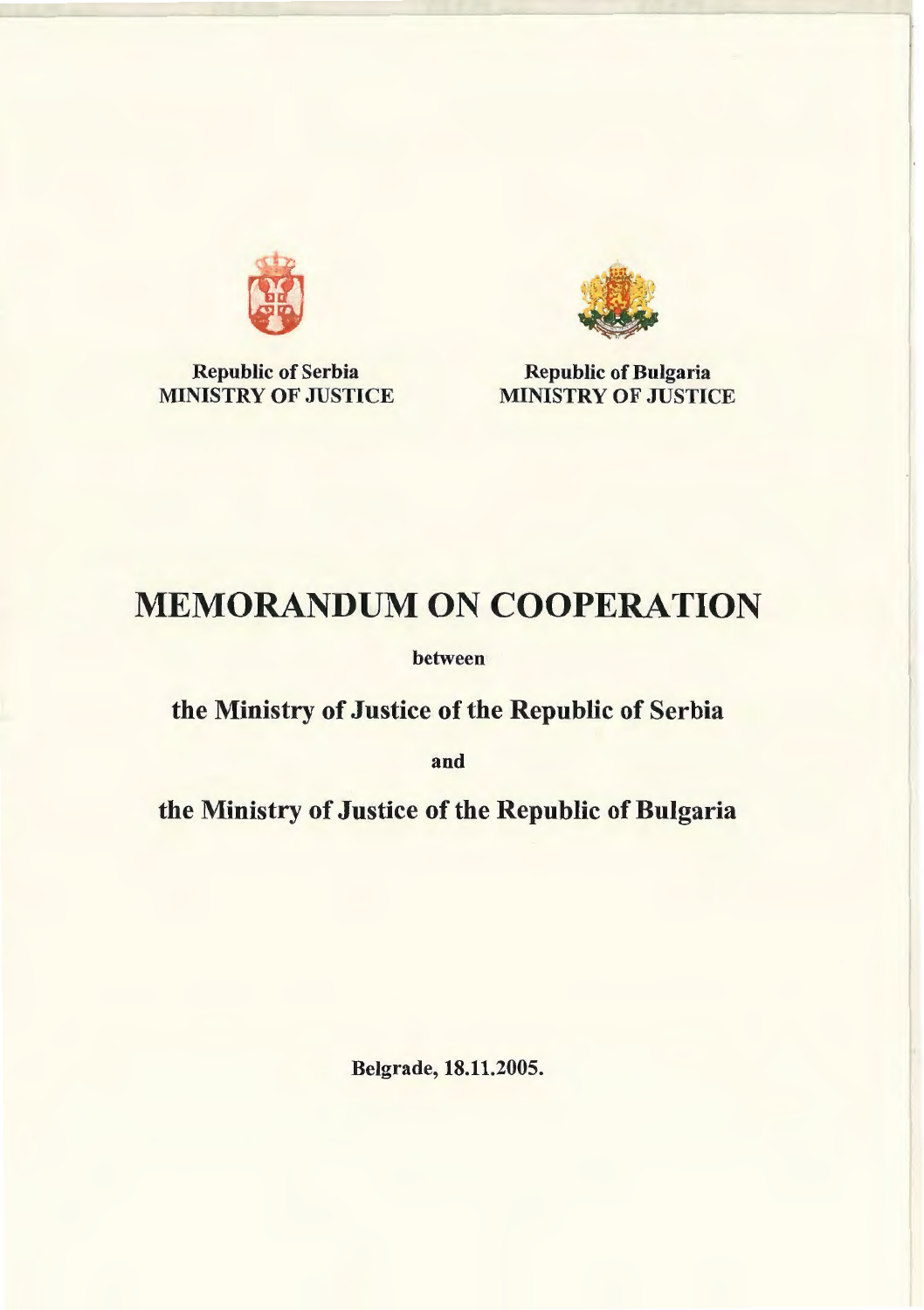Republic of Serbia
MINISTRY OF JUSTICE

Republic of Bulgaria
MINISTRY OF JUSTICE

# MEMORANDUM ON COOPERATION

**between**

## the Ministry of Justice of the Republic of Serbia

**and**

## the Ministry of Justice of the Republic of Bulgaria

**Belgrade, 18.11.2005.**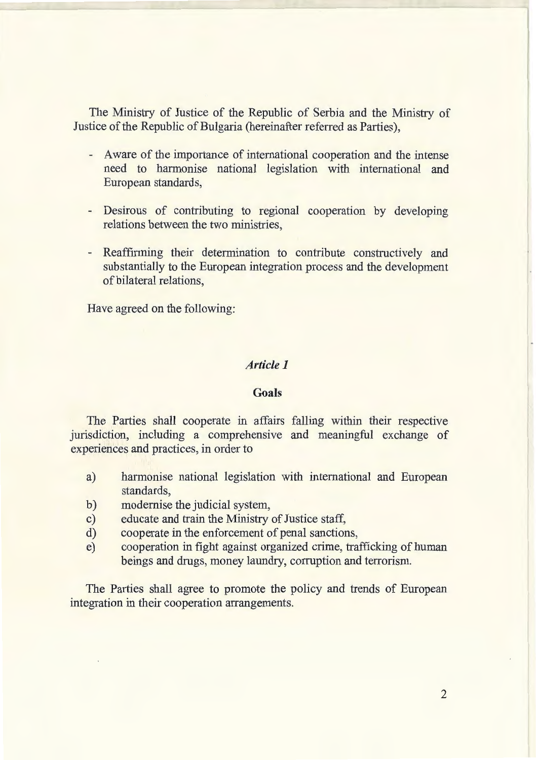The Ministry of Justice of the Republic of Serbia and the Ministry of Justice of the Republic of Bulgaria (hereinafter referred as Parties),

- Aware of the importance of international cooperation and the intense need to harmonise national legislation with international and European standards,
- Desirous of contributing to regional cooperation by developing relations between the two ministries,
- Reaffirming their determination to contribute constructively and substantially to the European integration process and the development of bilateral relations,

Have agreed on the following:

### *Article 1*

### Goals

The Parties shall cooperate in affairs falling within their respective jurisdiction, including a comprehensive and meaningful exchange of experiences and practices, in order to

a) harmonise national legislation with international and European standards,
b) modernise the judicial system,
c) educate and train the Ministry of Justice staff,
d) cooperate in the enforcement of penal sanctions,
e) cooperation in fight against organized crime, trafficking of human beings and drugs, money laundry, corruption and terrorism.

The Parties shall agree to promote the policy and trends of European integration in their cooperation arrangements.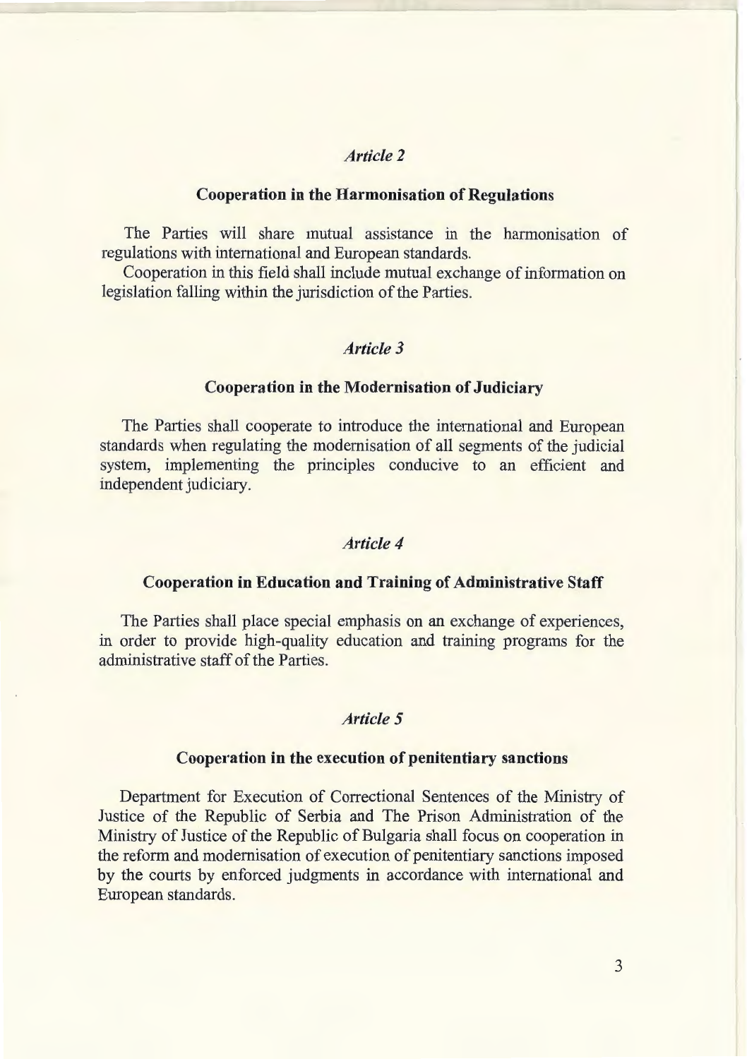*Article 2*

**Cooperation in the Harmonisation of Regulations**

The Parties will share mutual assistance in the harmonisation of regulations with international and European standards.

Cooperation in this field shall include mutual exchange of information on legislation falling within the jurisdiction of the Parties.

*Article 3*

**Cooperation in the Modernisation of Judiciary**

The Parties shall cooperate to introduce the international and European standards when regulating the modernisation of all segments of the judicial system, implementing the principles conducive to an efficient and independent judiciary.

*Article 4*

**Cooperation in Education and Training of Administrative Staff**

The Parties shall place special emphasis on an exchange of experiences, in order to provide high-quality education and training programs for the administrative staff of the Parties.

*Article 5*

**Cooperation in the execution of penitentiary sanctions**

Department for Execution of Correctional Sentences of the Ministry of Justice of the Republic of Serbia and The Prison Administration of the Ministry of Justice of the Republic of Bulgaria shall focus on cooperation in the reform and modernisation of execution of penitentiary sanctions imposed by the courts by enforced judgments in accordance with international and European standards.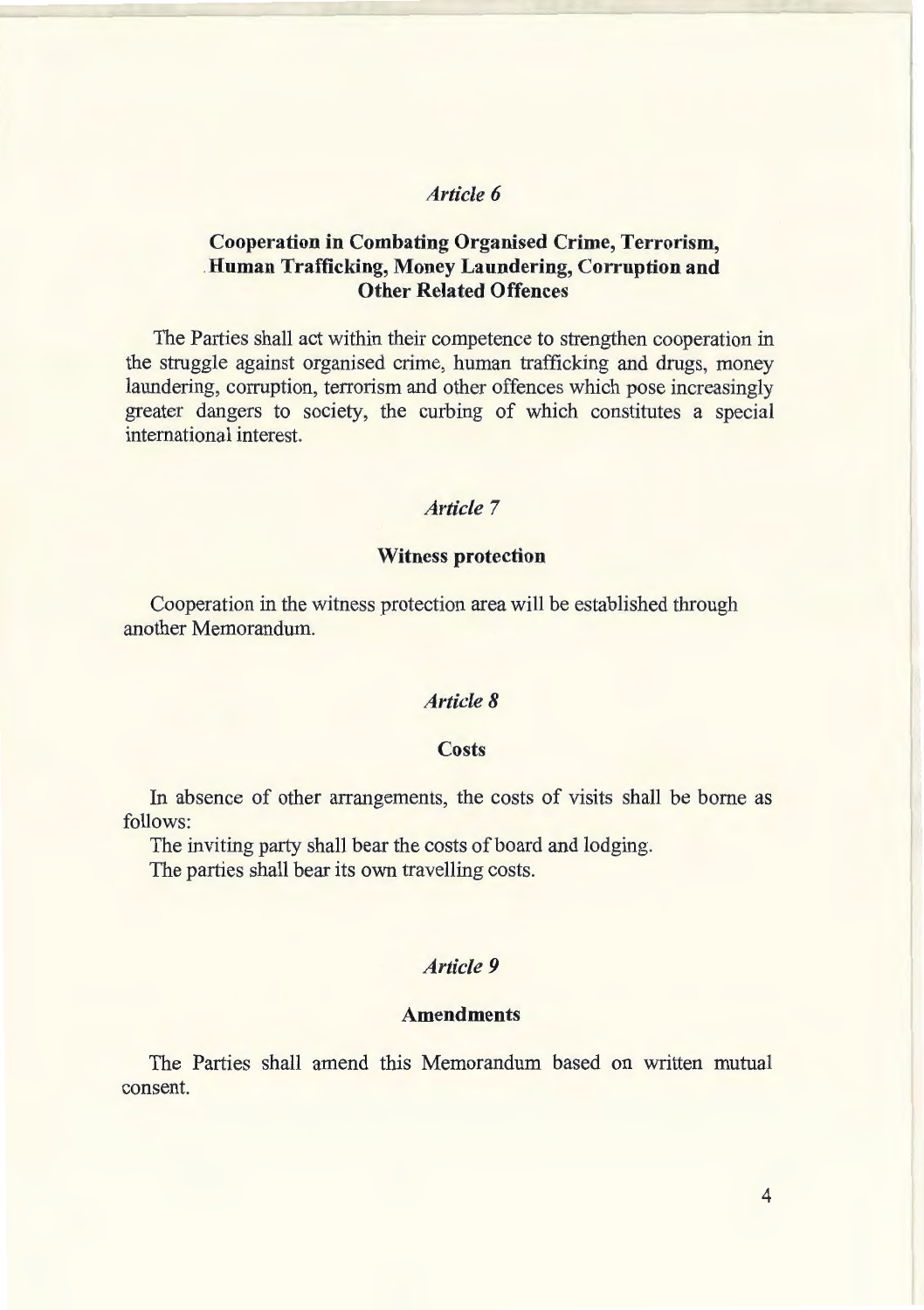*Article 6*

**Cooperation in Combating Organised Crime, Terrorism, Human Trafficking, Money Laundering, Corruption and Other Related Offences**

The Parties shall act within their competence to strengthen cooperation in the struggle against organised crime, human trafficking and drugs, money laundering, corruption, terrorism and other offences which pose increasingly greater dangers to society, the curbing of which constitutes a special international interest.

*Article 7*

**Witness protection**

Cooperation in the witness protection area will be established through another Memorandum.

*Article 8*

**Costs**

In absence of other arrangements, the costs of visits shall be borne as follows:

The inviting party shall bear the costs of board and lodging.

The parties shall bear its own travelling costs.

*Article 9*

**Amendments**

The Parties shall amend this Memorandum based on written mutual consent.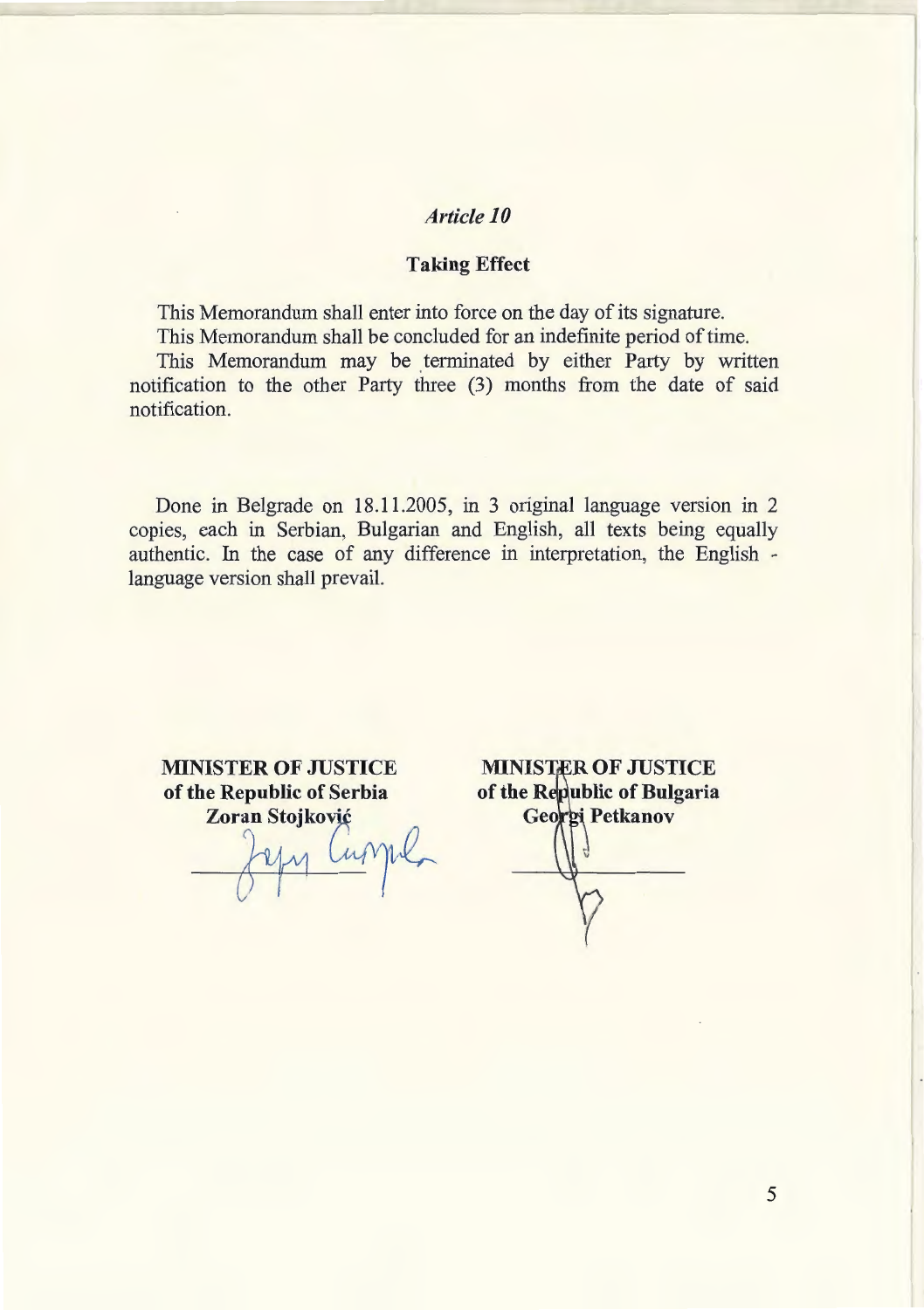### *Article 10*

### Taking Effect

This Memorandum shall enter into force on the day of its signature.

This Memorandum shall be concluded for an indefinite period of time.

This Memorandum may be terminated by either Party by written notification to the other Party three (3) months from the date of said notification.

Done in Belgrade on 18.11.2005, in 3 original language version in 2 copies, each in Serbian, Bulgarian and English, all texts being equally authentic. In the case of any difference in interpretation, the English - language version shall prevail.

| | |
|---|---|
| **MINISTER OF JUSTICE** | **MINISTER OF JUSTICE** |
| **of the Republic of Serbia** | **of the Republic of Bulgaria** |
| **Zoran Stojković** | **Georgi Petkanov** |